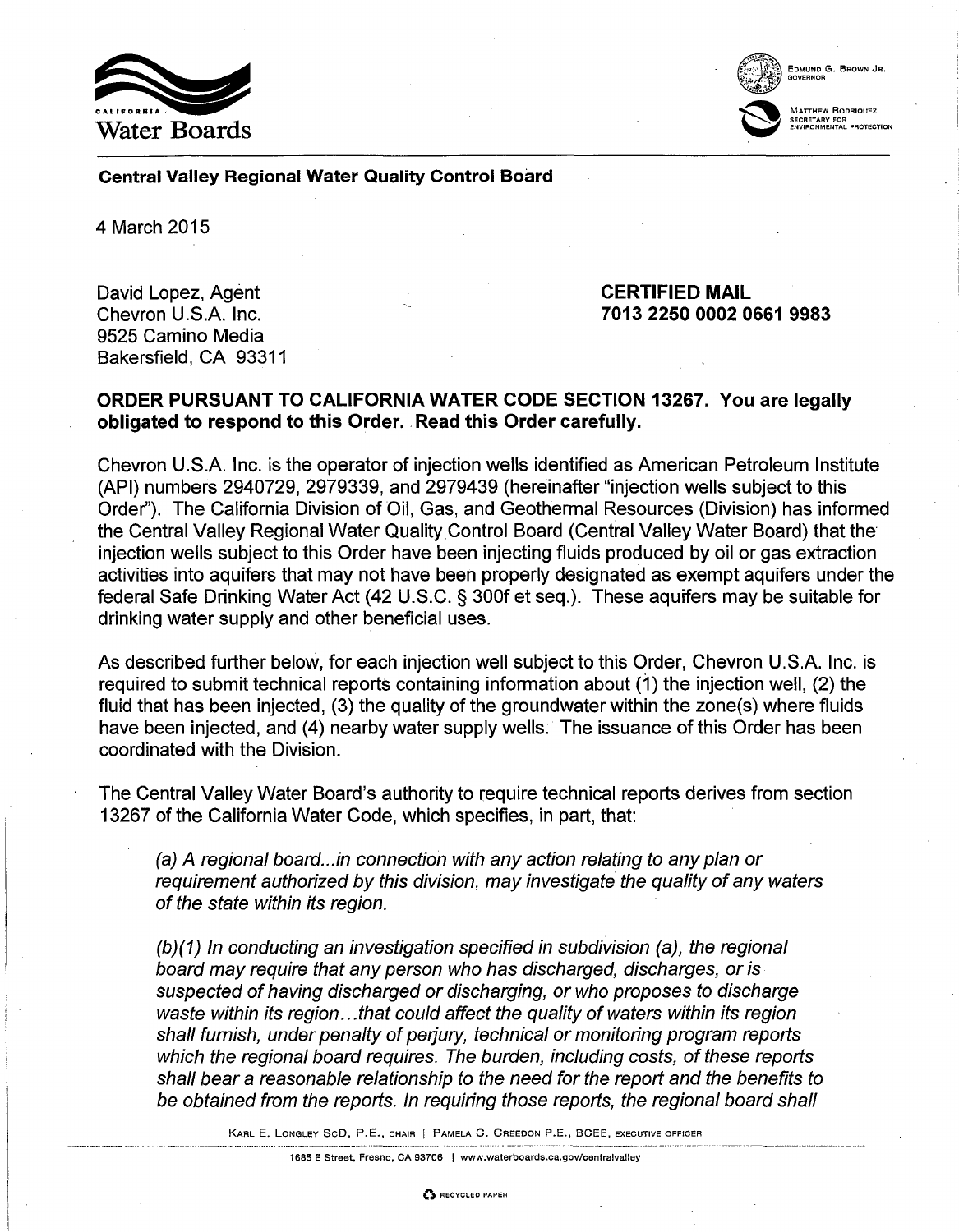California Water Boards

EDMUND G. BROWN JR.
GOVERNOR

MATTHEW RODRIQUEZ
SECRETARY FOR
ENVIRONMENTAL PROTECTION

**Central Valley Regional Water Quality Control Board**

4 March 2015

David Lopez, Agent
Chevron U.S.A. Inc.
9525 Camino Media
Bakersfield, CA 93311

**CERTIFIED MAIL**
**7013 2250 0002 0661 9983**

**ORDER PURSUANT TO CALIFORNIA WATER CODE SECTION 13267. You are legally obligated to respond to this Order. Read this Order carefully.**

Chevron U.S.A. Inc. is the operator of injection wells identified as American Petroleum Institute (API) numbers 2940729, 2979339, and 2979439 (hereinafter "injection wells subject to this Order"). The California Division of Oil, Gas, and Geothermal Resources (Division) has informed the Central Valley Regional Water Quality Control Board (Central Valley Water Board) that the injection wells subject to this Order have been injecting fluids produced by oil or gas extraction activities into aquifers that may not have been properly designated as exempt aquifers under the federal Safe Drinking Water Act (42 U.S.C. § 300f et seq.). These aquifers may be suitable for drinking water supply and other beneficial uses.

As described further below, for each injection well subject to this Order, Chevron U.S.A. Inc. is required to submit technical reports containing information about (1) the injection well, (2) the fluid that has been injected, (3) the quality of the groundwater within the zone(s) where fluids have been injected, and (4) nearby water supply wells. The issuance of this Order has been coordinated with the Division.

The Central Valley Water Board's authority to require technical reports derives from section 13267 of the California Water Code, which specifies, in part, that:

> *(a) A regional board...in connection with any action relating to any plan or requirement authorized by this division, may investigate the quality of any waters of the state within its region.*
>
> *(b)(1) In conducting an investigation specified in subdivision (a), the regional board may require that any person who has discharged, discharges, or is suspected of having discharged or discharging, or who proposes to discharge waste within its region...that could affect the quality of waters within its region shall furnish, under penalty of perjury, technical or monitoring program reports which the regional board requires. The burden, including costs, of these reports shall bear a reasonable relationship to the need for the report and the benefits to be obtained from the reports. In requiring those reports, the regional board shall*

KARL E. LONGLEY SCD, P.E., CHAIR | PAMELA C. CREEDON P.E., BCEE, EXECUTIVE OFFICER

1685 E Street, Fresno, CA 93706 | www.waterboards.ca.gov/centralvalley

RECYCLED PAPER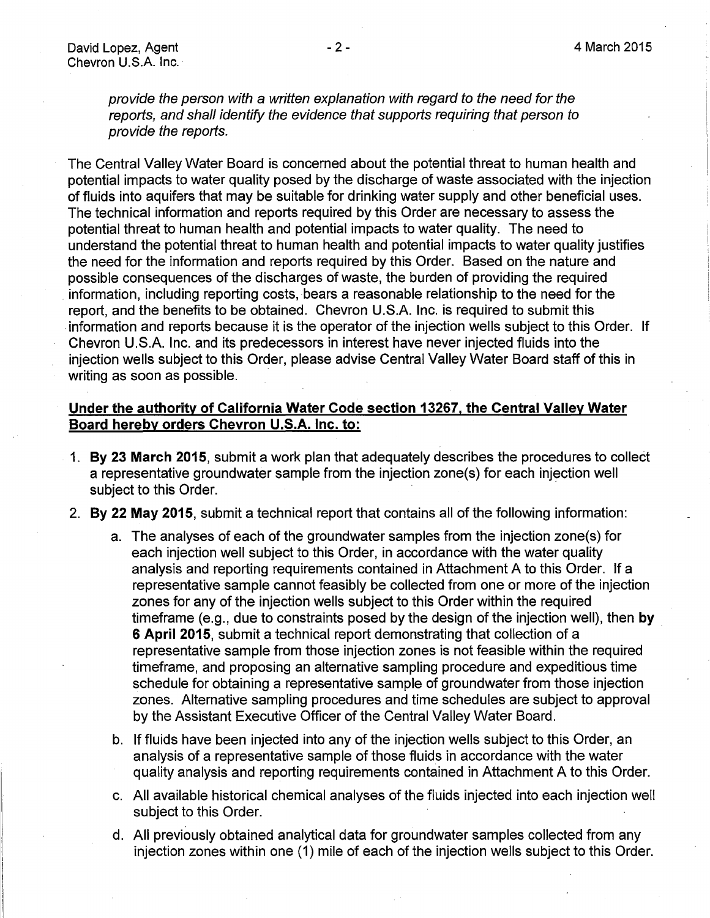*provide the person with a written explanation with regard to the need for the reports, and shall identify the evidence that supports requiring that person to provide the reports.*

The Central Valley Water Board is concerned about the potential threat to human health and potential impacts to water quality posed by the discharge of waste associated with the injection of fluids into aquifers that may be suitable for drinking water supply and other beneficial uses. The technical information and reports required by this Order are necessary to assess the potential threat to human health and potential impacts to water quality. The need to understand the potential threat to human health and potential impacts to water quality justifies the need for the information and reports required by this Order. Based on the nature and possible consequences of the discharges of waste, the burden of providing the required information, including reporting costs, bears a reasonable relationship to the need for the report, and the benefits to be obtained. Chevron U.S.A. Inc. is required to submit this information and reports because it is the operator of the injection wells subject to this Order. If Chevron U.S.A. Inc. and its predecessors in interest have never injected fluids into the injection wells subject to this Order, please advise Central Valley Water Board staff of this in writing as soon as possible.

**Under the authority of California Water Code section 13267, the Central Valley Water Board hereby orders Chevron U.S.A. Inc. to:**

1. **By 23 March 2015**, submit a work plan that adequately describes the procedures to collect a representative groundwater sample from the injection zone(s) for each injection well subject to this Order.
2. **By 22 May 2015**, submit a technical report that contains all of the following information:
   a. The analyses of each of the groundwater samples from the injection zone(s) for each injection well subject to this Order, in accordance with the water quality analysis and reporting requirements contained in Attachment A to this Order. If a representative sample cannot feasibly be collected from one or more of the injection zones for any of the injection wells subject to this Order within the required timeframe (e.g., due to constraints posed by the design of the injection well), then **by 6 April 2015**, submit a technical report demonstrating that collection of a representative sample from those injection zones is not feasible within the required timeframe, and proposing an alternative sampling procedure and expeditious time schedule for obtaining a representative sample of groundwater from those injection zones. Alternative sampling procedures and time schedules are subject to approval by the Assistant Executive Officer of the Central Valley Water Board.
   b. If fluids have been injected into any of the injection wells subject to this Order, an analysis of a representative sample of those fluids in accordance with the water quality analysis and reporting requirements contained in Attachment A to this Order.
   c. All available historical chemical analyses of the fluids injected into each injection well subject to this Order.
   d. All previously obtained analytical data for groundwater samples collected from any injection zones within one (1) mile of each of the injection wells subject to this Order.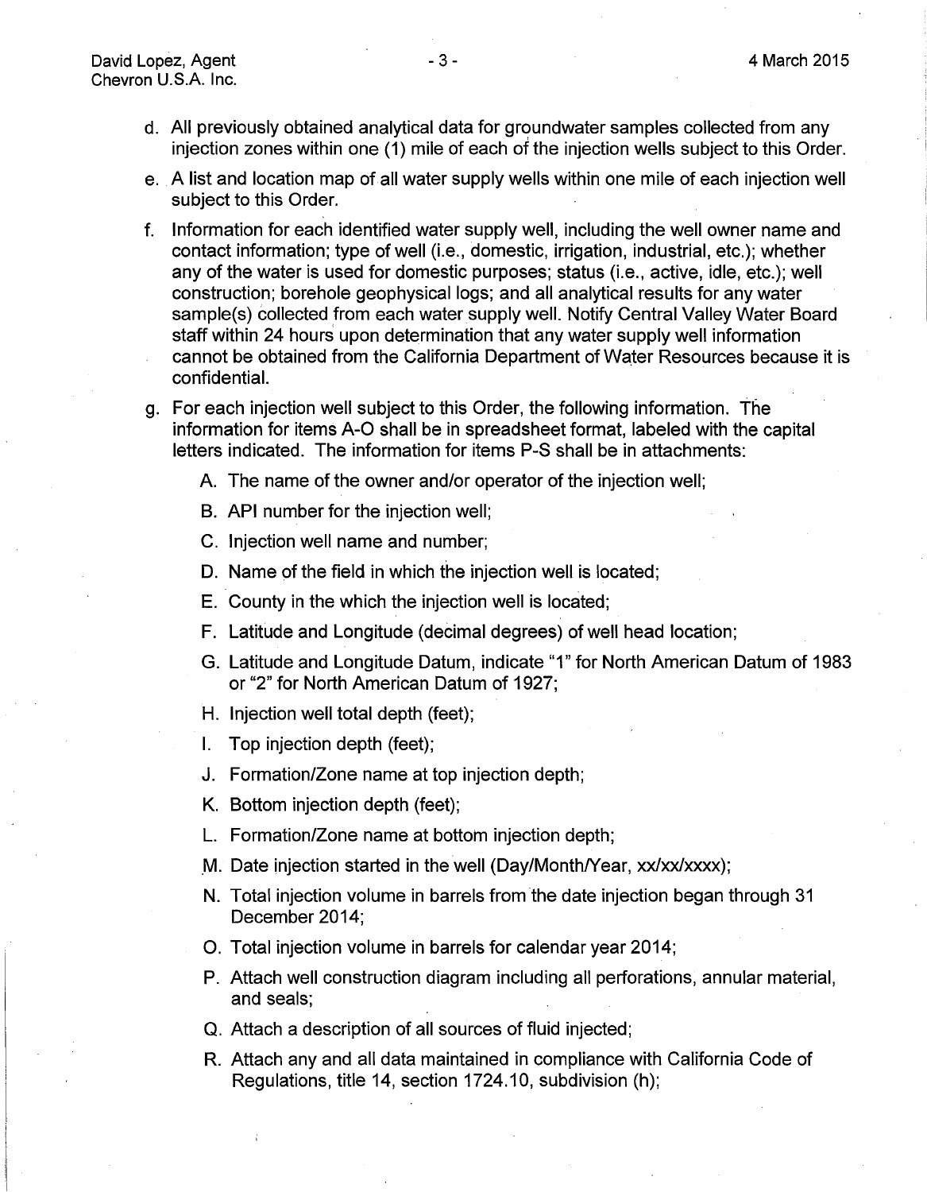d. All previously obtained analytical data for groundwater samples collected from any injection zones within one (1) mile of each of the injection wells subject to this Order.

e. A list and location map of all water supply wells within one mile of each injection well subject to this Order.

f. Information for each identified water supply well, including the well owner name and contact information; type of well (i.e., domestic, irrigation, industrial, etc.); whether any of the water is used for domestic purposes; status (i.e., active, idle, etc.); well construction; borehole geophysical logs; and all analytical results for any water sample(s) collected from each water supply well. Notify Central Valley Water Board staff within 24 hours upon determination that any water supply well information cannot be obtained from the California Department of Water Resources because it is confidential.

g. For each injection well subject to this Order, the following information. The information for items A-O shall be in spreadsheet format, labeled with the capital letters indicated. The information for items P-S shall be in attachments:

   A. The name of the owner and/or operator of the injection well;

   B. API number for the injection well;

   C. Injection well name and number;

   D. Name of the field in which the injection well is located;

   E. County in the which the injection well is located;

   F. Latitude and Longitude (decimal degrees) of well head location;

   G. Latitude and Longitude Datum, indicate "1" for North American Datum of 1983 or "2" for North American Datum of 1927;

   H. Injection well total depth (feet);

   I. Top injection depth (feet);

   J. Formation/Zone name at top injection depth;

   K. Bottom injection depth (feet);

   L. Formation/Zone name at bottom injection depth;

   M. Date injection started in the well (Day/Month/Year, xx/xx/xxxx);

   N. Total injection volume in barrels from the date injection began through 31 December 2014;

   O. Total injection volume in barrels for calendar year 2014;

   P. Attach well construction diagram including all perforations, annular material, and seals;

   Q. Attach a description of all sources of fluid injected;

   R. Attach any and all data maintained in compliance with California Code of Regulations, title 14, section 1724.10, subdivision (h);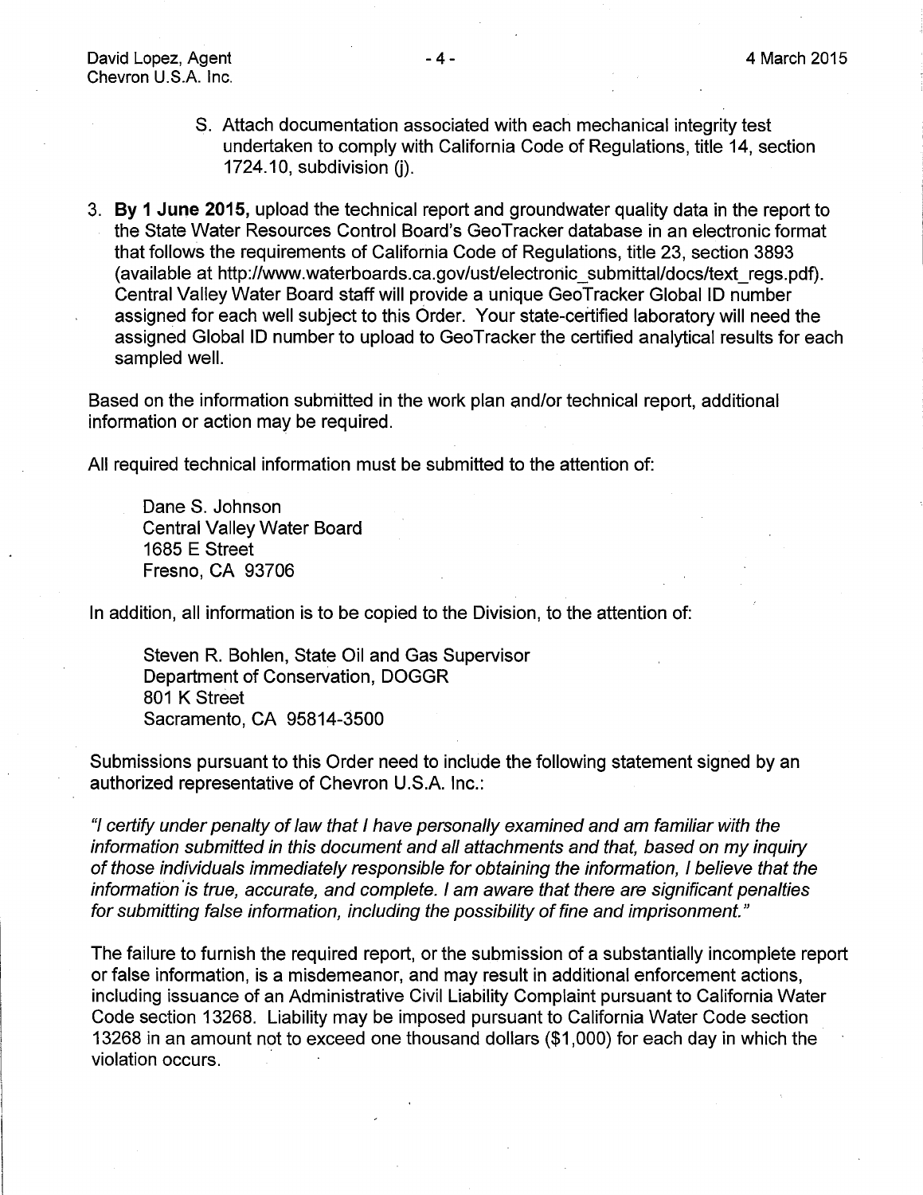S. Attach documentation associated with each mechanical integrity test undertaken to comply with California Code of Regulations, title 14, section 1724.10, subdivision (j).

3. **By 1 June 2015,** upload the technical report and groundwater quality data in the report to the State Water Resources Control Board's GeoTracker database in an electronic format that follows the requirements of California Code of Regulations, title 23, section 3893 (available at http://www.waterboards.ca.gov/ust/electronic_submittal/docs/text_regs.pdf). Central Valley Water Board staff will provide a unique GeoTracker Global ID number assigned for each well subject to this Order. Your state-certified laboratory will need the assigned Global ID number to upload to GeoTracker the certified analytical results for each sampled well.

Based on the information submitted in the work plan and/or technical report, additional information or action may be required.

All required technical information must be submitted to the attention of:

Dane S. Johnson
Central Valley Water Board
1685 E Street
Fresno, CA 93706

In addition, all information is to be copied to the Division, to the attention of:

Steven R. Bohlen, State Oil and Gas Supervisor
Department of Conservation, DOGGR
801 K Street
Sacramento, CA 95814-3500

Submissions pursuant to this Order need to include the following statement signed by an authorized representative of Chevron U.S.A. Inc.:

*"I certify under penalty of law that I have personally examined and am familiar with the information submitted in this document and all attachments and that, based on my inquiry of those individuals immediately responsible for obtaining the information, I believe that the information is true, accurate, and complete. I am aware that there are significant penalties for submitting false information, including the possibility of fine and imprisonment."*

The failure to furnish the required report, or the submission of a substantially incomplete report or false information, is a misdemeanor, and may result in additional enforcement actions, including issuance of an Administrative Civil Liability Complaint pursuant to California Water Code section 13268. Liability may be imposed pursuant to California Water Code section 13268 in an amount not to exceed one thousand dollars ($1,000) for each day in which the violation occurs.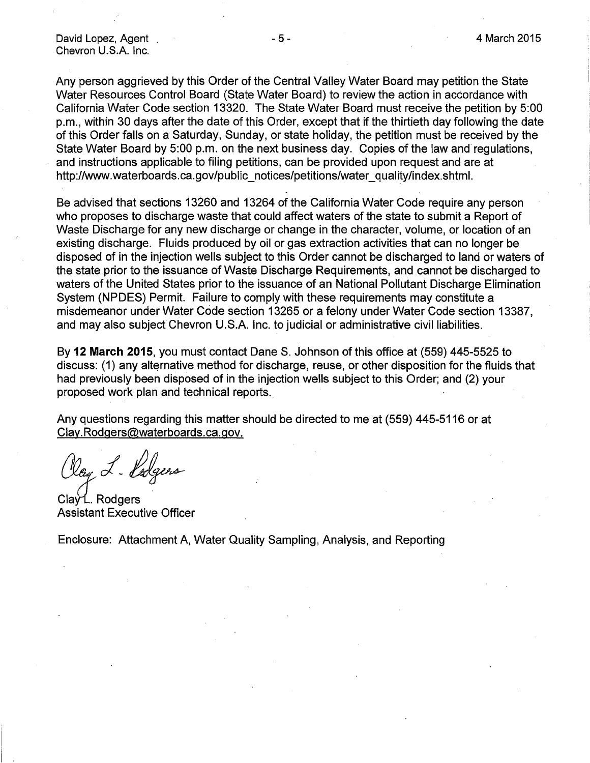Any person aggrieved by this Order of the Central Valley Water Board may petition the State Water Resources Control Board (State Water Board) to review the action in accordance with California Water Code section 13320. The State Water Board must receive the petition by 5:00 p.m., within 30 days after the date of this Order, except that if the thirtieth day following the date of this Order falls on a Saturday, Sunday, or state holiday, the petition must be received by the State Water Board by 5:00 p.m. on the next business day. Copies of the law and regulations, and instructions applicable to filing petitions, can be provided upon request and are at http://www.waterboards.ca.gov/public_notices/petitions/water_quality/index.shtml.

Be advised that sections 13260 and 13264 of the California Water Code require any person who proposes to discharge waste that could affect waters of the state to submit a Report of Waste Discharge for any new discharge or change in the character, volume, or location of an existing discharge. Fluids produced by oil or gas extraction activities that can no longer be disposed of in the injection wells subject to this Order cannot be discharged to land or waters of the state prior to the issuance of Waste Discharge Requirements, and cannot be discharged to waters of the United States prior to the issuance of an National Pollutant Discharge Elimination System (NPDES) Permit. Failure to comply with these requirements may constitute a misdemeanor under Water Code section 13265 or a felony under Water Code section 13387, and may also subject Chevron U.S.A. Inc. to judicial or administrative civil liabilities.

By **12 March 2015**, you must contact Dane S. Johnson of this office at (559) 445-5525 to discuss: (1) any alternative method for discharge, reuse, or other disposition for the fluids that had previously been disposed of in the injection wells subject to this Order; and (2) your proposed work plan and technical reports.

Any questions regarding this matter should be directed to me at (559) 445-5116 or at Clay.Rodgers@waterboards.ca.gov.

Clay L. Rodgers
Assistant Executive Officer

Enclosure: Attachment A, Water Quality Sampling, Analysis, and Reporting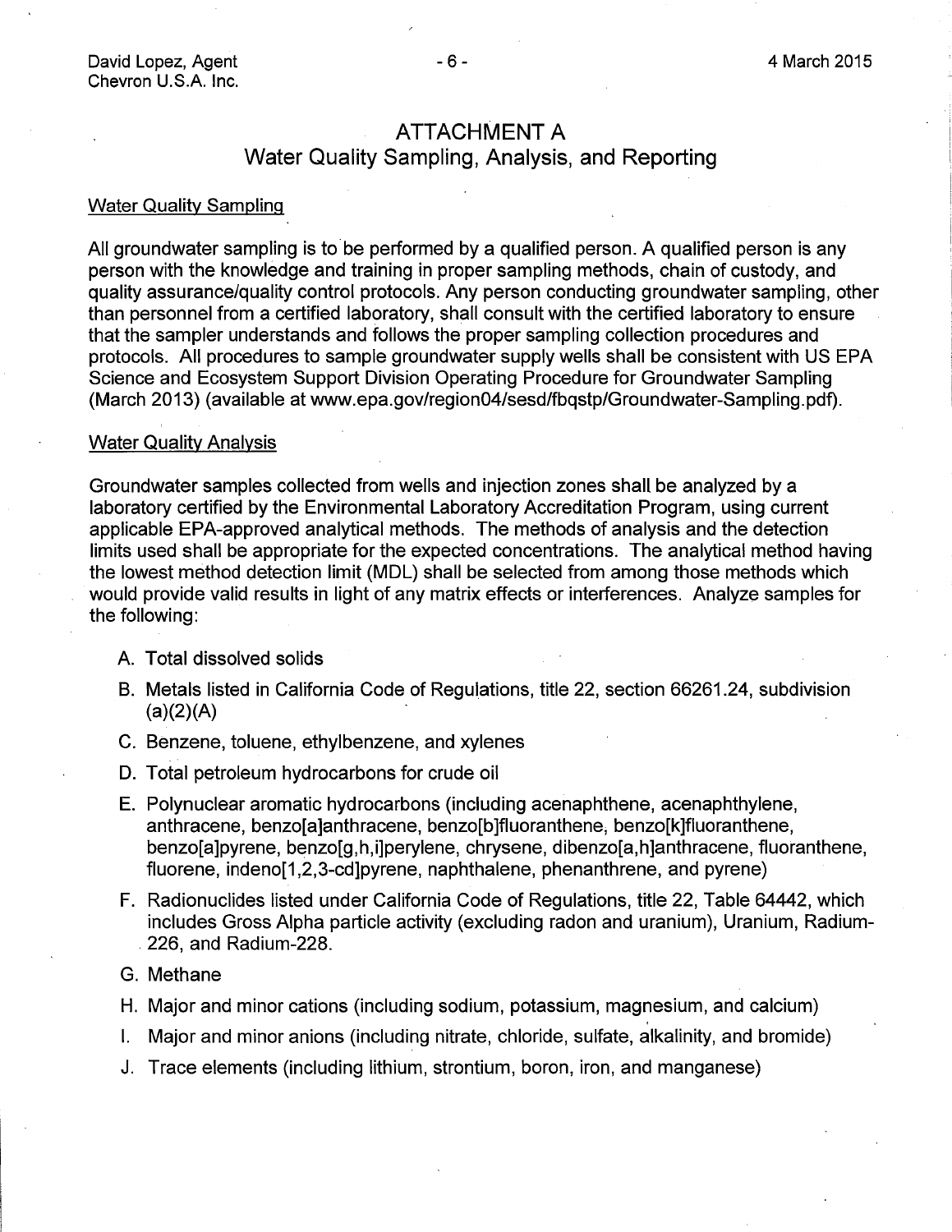# ATTACHMENT A
## Water Quality Sampling, Analysis, and Reporting

### Water Quality Sampling

All groundwater sampling is to be performed by a qualified person. A qualified person is any person with the knowledge and training in proper sampling methods, chain of custody, and quality assurance/quality control protocols. Any person conducting groundwater sampling, other than personnel from a certified laboratory, shall consult with the certified laboratory to ensure that the sampler understands and follows the proper sampling collection procedures and protocols. All procedures to sample groundwater supply wells shall be consistent with US EPA Science and Ecosystem Support Division Operating Procedure for Groundwater Sampling (March 2013) (available at www.epa.gov/region04/sesd/fbqstp/Groundwater-Sampling.pdf).

### Water Quality Analysis

Groundwater samples collected from wells and injection zones shall be analyzed by a laboratory certified by the Environmental Laboratory Accreditation Program, using current applicable EPA-approved analytical methods. The methods of analysis and the detection limits used shall be appropriate for the expected concentrations. The analytical method having the lowest method detection limit (MDL) shall be selected from among those methods which would provide valid results in light of any matrix effects or interferences. Analyze samples for the following:

A. Total dissolved solids

B. Metals listed in California Code of Regulations, title 22, section 66261.24, subdivision (a)(2)(A)

C. Benzene, toluene, ethylbenzene, and xylenes

D. Total petroleum hydrocarbons for crude oil

E. Polynuclear aromatic hydrocarbons (including acenaphthene, acenaphthylene, anthracene, benzo[a]anthracene, benzo[b]fluoranthene, benzo[k]fluoranthene, benzo[a]pyrene, benzo[g,h,i]perylene, chrysene, dibenzo[a,h]anthracene, fluoranthene, fluorene, indeno[1,2,3-cd]pyrene, naphthalene, phenanthrene, and pyrene)

F. Radionuclides listed under California Code of Regulations, title 22, Table 64442, which includes Gross Alpha particle activity (excluding radon and uranium), Uranium, Radium-226, and Radium-228.

G. Methane

H. Major and minor cations (including sodium, potassium, magnesium, and calcium)

I. Major and minor anions (including nitrate, chloride, sulfate, alkalinity, and bromide)

J. Trace elements (including lithium, strontium, boron, iron, and manganese)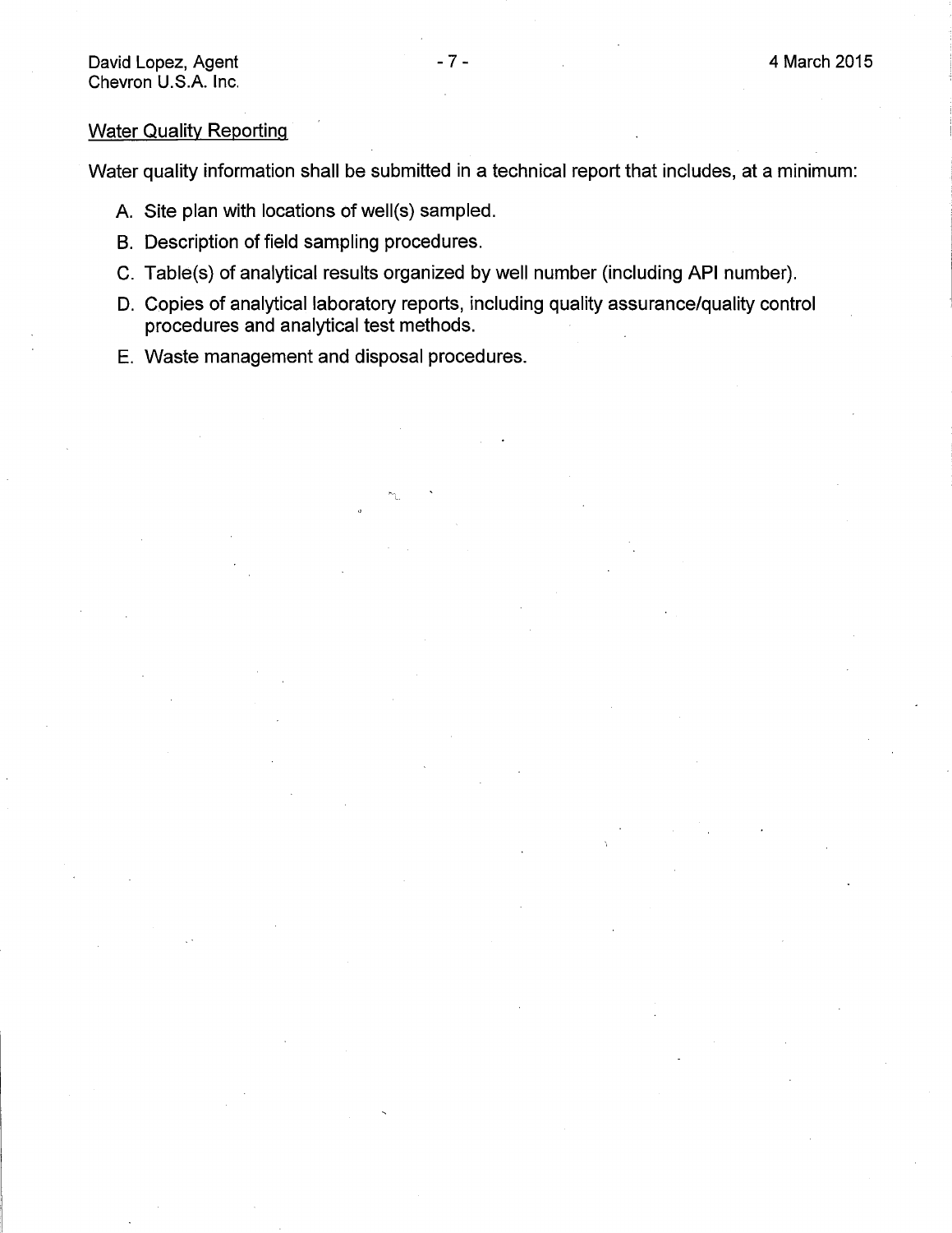Water Quality Reporting

Water quality information shall be submitted in a technical report that includes, at a minimum:

A. Site plan with locations of well(s) sampled.

B. Description of field sampling procedures.

C. Table(s) of analytical results organized by well number (including API number).

D. Copies of analytical laboratory reports, including quality assurance/quality control procedures and analytical test methods.

E. Waste management and disposal procedures.